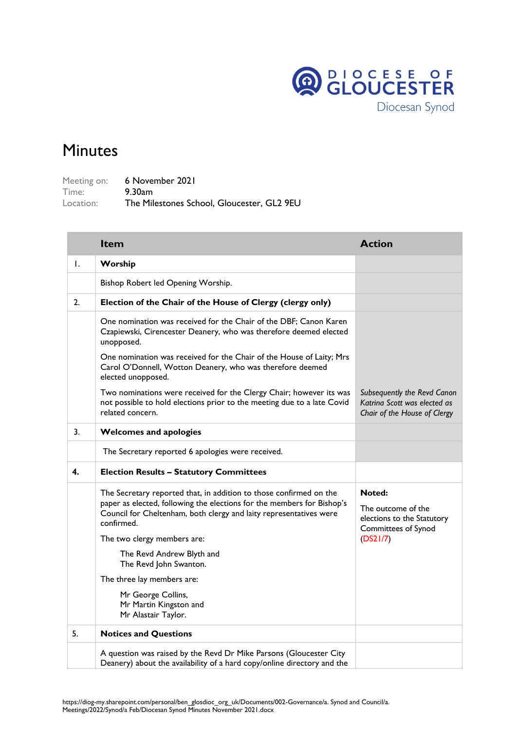DIOCESE OF GLOUCESTER
Diocesan Synod

# Minutes

Meeting on: 6 November 2021
Time: 9.30am
Location: The Milestones School, Gloucester, GL2 9EU

| | Item | Action |
|---|---|---|
| 1. | **Worship** | |
| | Bishop Robert led Opening Worship. | |
| 2. | **Election of the Chair of the House of Clergy (clergy only)** | |
| | One nomination was received for the Chair of the DBF; Canon Karen Czapiewski, Cirencester Deanery, who was therefore deemed elected unopposed.<br><br>One nomination was received for the Chair of the House of Laity; Mrs Carol O'Donnell, Wotton Deanery, who was therefore deemed elected unopposed.<br><br>Two nominations were received for the Clergy Chair; however its was not possible to hold elections prior to the meeting due to a late Covid related concern. | *Subsequently the Revd Canon Katrina Scott was elected as Chair of the House of Clergy* |
| 3. | **Welcomes and apologies** | |
| | The Secretary reported 6 apologies were received. | |
| **4.** | **Election Results – Statutory Committees** | |
| | The Secretary reported that, in addition to those confirmed on the paper as elected, following the elections for the members for Bishop's Council for Cheltenham, both clergy and laity representatives were confirmed.<br><br>The two clergy members are:<br><br>The Revd Andrew Blyth and<br>The Revd John Swanton.<br><br>The three lay members are:<br><br>Mr George Collins,<br>Mr Martin Kingston and<br>Mr Alastair Taylor. | **Noted:**<br><br>The outcome of the elections to the Statutory Committees of Synod (DS21/7) |
| 5. | **Notices and Questions** | |
| | A question was raised by the Revd Dr Mike Parsons (Gloucester City Deanery) about the availability of a hard copy/online directory and the | |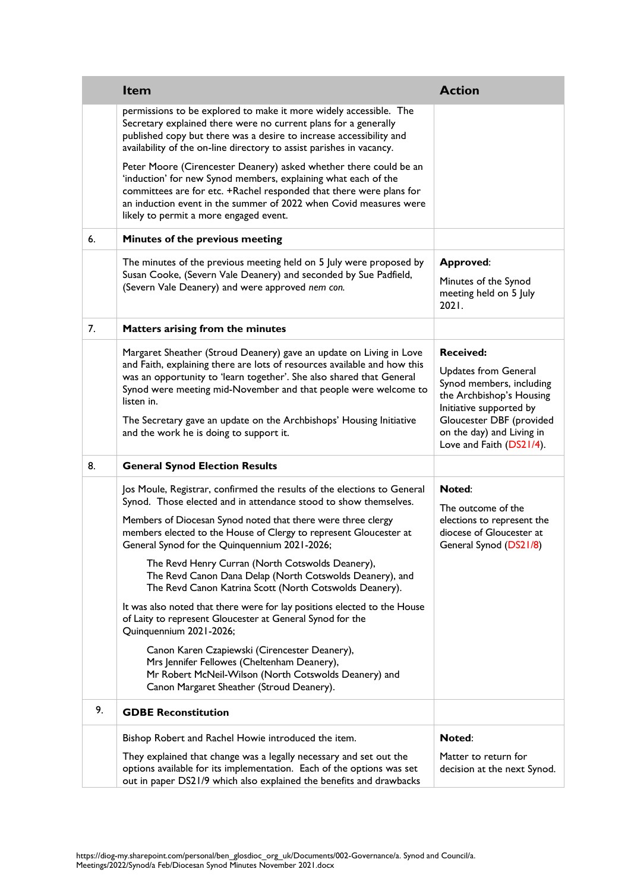| | Item | Action |
|---|---|---|
| | permissions to be explored to make it more widely accessible. The Secretary explained there were no current plans for a generally published copy but there was a desire to increase accessibility and availability of the on-line directory to assist parishes in vacancy.<br><br>Peter Moore (Cirencester Deanery) asked whether there could be an 'induction' for new Synod members, explaining what each of the committees are for etc. +Rachel responded that there were plans for an induction event in the summer of 2022 when Covid measures were likely to permit a more engaged event. | |
| 6. | **Minutes of the previous meeting** | |
| | The minutes of the previous meeting held on 5 July were proposed by Susan Cooke, (Severn Vale Deanery) and seconded by Sue Padfield, (Severn Vale Deanery) and were approved *nem con.* | **Approved**:<br><br>Minutes of the Synod meeting held on 5 July 2021. |
| 7. | **Matters arising from the minutes** | |
| | Margaret Sheather (Stroud Deanery) gave an update on Living in Love and Faith, explaining there are lots of resources available and how this was an opportunity to 'learn together'. She also shared that General Synod were meeting mid-November and that people were welcome to listen in.<br><br>The Secretary gave an update on the Archbishops' Housing Initiative and the work he is doing to support it. | **Received:**<br><br>Updates from General Synod members, including the Archbishop's Housing Initiative supported by Gloucester DBF (provided on the day) and Living in Love and Faith (DS21/4). |
| 8. | **General Synod Election Results** | |
| | Jos Moule, Registrar, confirmed the results of the elections to General Synod. Those elected and in attendance stood to show themselves.<br><br>Members of Diocesan Synod noted that there were three clergy members elected to the House of Clergy to represent Gloucester at General Synod for the Quinquennium 2021-2026;<br><br>The Revd Henry Curran (North Cotswolds Deanery),<br>The Revd Canon Dana Delap (North Cotswolds Deanery), and<br>The Revd Canon Katrina Scott (North Cotswolds Deanery).<br><br>It was also noted that there were for lay positions elected to the House of Laity to represent Gloucester at General Synod for the Quinquennium 2021-2026;<br><br>Canon Karen Czapiewski (Cirencester Deanery),<br>Mrs Jennifer Fellowes (Cheltenham Deanery),<br>Mr Robert McNeil-Wilson (North Cotswolds Deanery) and<br>Canon Margaret Sheather (Stroud Deanery). | **Noted**:<br><br>The outcome of the elections to represent the diocese of Gloucester at General Synod (DS21/8) |
| 9. | **GDBE Reconstitution** | |
| | Bishop Robert and Rachel Howie introduced the item.<br><br>They explained that change was a legally necessary and set out the options available for its implementation. Each of the options was set out in paper DS21/9 which also explained the benefits and drawbacks | **Noted**:<br><br>Matter to return for decision at the next Synod. |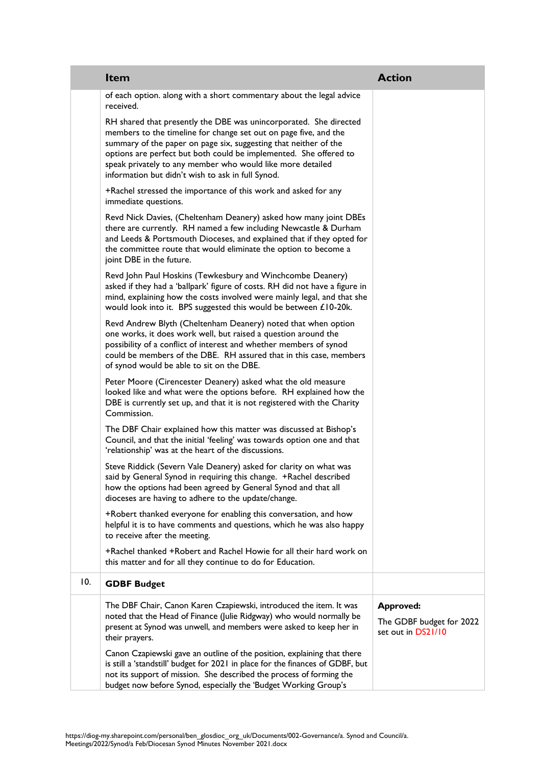| | Item | Action |
|---|---|---|
| | of each option. along with a short commentary about the legal advice received.<br><br>RH shared that presently the DBE was unincorporated. She directed members to the timeline for change set out on page five, and the summary of the paper on page six, suggesting that neither of the options are perfect but both could be implemented. She offered to speak privately to any member who would like more detailed information but didn't wish to ask in full Synod.<br><br>+Rachel stressed the importance of this work and asked for any immediate questions.<br><br>Revd Nick Davies, (Cheltenham Deanery) asked how many joint DBEs there are currently. RH named a few including Newcastle & Durham and Leeds & Portsmouth Dioceses, and explained that if they opted for the committee route that would eliminate the option to become a joint DBE in the future.<br><br>Revd John Paul Hoskins (Tewkesbury and Winchcombe Deanery) asked if they had a 'ballpark' figure of costs. RH did not have a figure in mind, explaining how the costs involved were mainly legal, and that she would look into it. BPS suggested this would be between £10-20k.<br><br>Revd Andrew Blyth (Cheltenham Deanery) noted that when option one works, it does work well, but raised a question around the possibility of a conflict of interest and whether members of synod could be members of the DBE. RH assured that in this case, members of synod would be able to sit on the DBE.<br><br>Peter Moore (Cirencester Deanery) asked what the old measure looked like and what were the options before. RH explained how the DBE is currently set up, and that it is not registered with the Charity Commission.<br><br>The DBF Chair explained how this matter was discussed at Bishop's Council, and that the initial 'feeling' was towards option one and that 'relationship' was at the heart of the discussions.<br><br>Steve Riddick (Severn Vale Deanery) asked for clarity on what was said by General Synod in requiring this change. +Rachel described how the options had been agreed by General Synod and that all dioceses are having to adhere to the update/change.<br><br>+Robert thanked everyone for enabling this conversation, and how helpful it is to have comments and questions, which he was also happy to receive after the meeting.<br><br>+Rachel thanked +Robert and Rachel Howie for all their hard work on this matter and for all they continue to do for Education. | |
| 10. | **GDBF Budget** | |
| | The DBF Chair, Canon Karen Czapiewski, introduced the item. It was noted that the Head of Finance (Julie Ridgway) who would normally be present at Synod was unwell, and members were asked to keep her in their prayers.<br><br>Canon Czapiewski gave an outline of the position, explaining that there is still a 'standstill' budget for 2021 in place for the finances of GDBF, but not its support of mission. She described the process of forming the budget now before Synod, especially the 'Budget Working Group's | **Approved:**<br><br>The GDBF budget for 2022 set out in DS21/10 |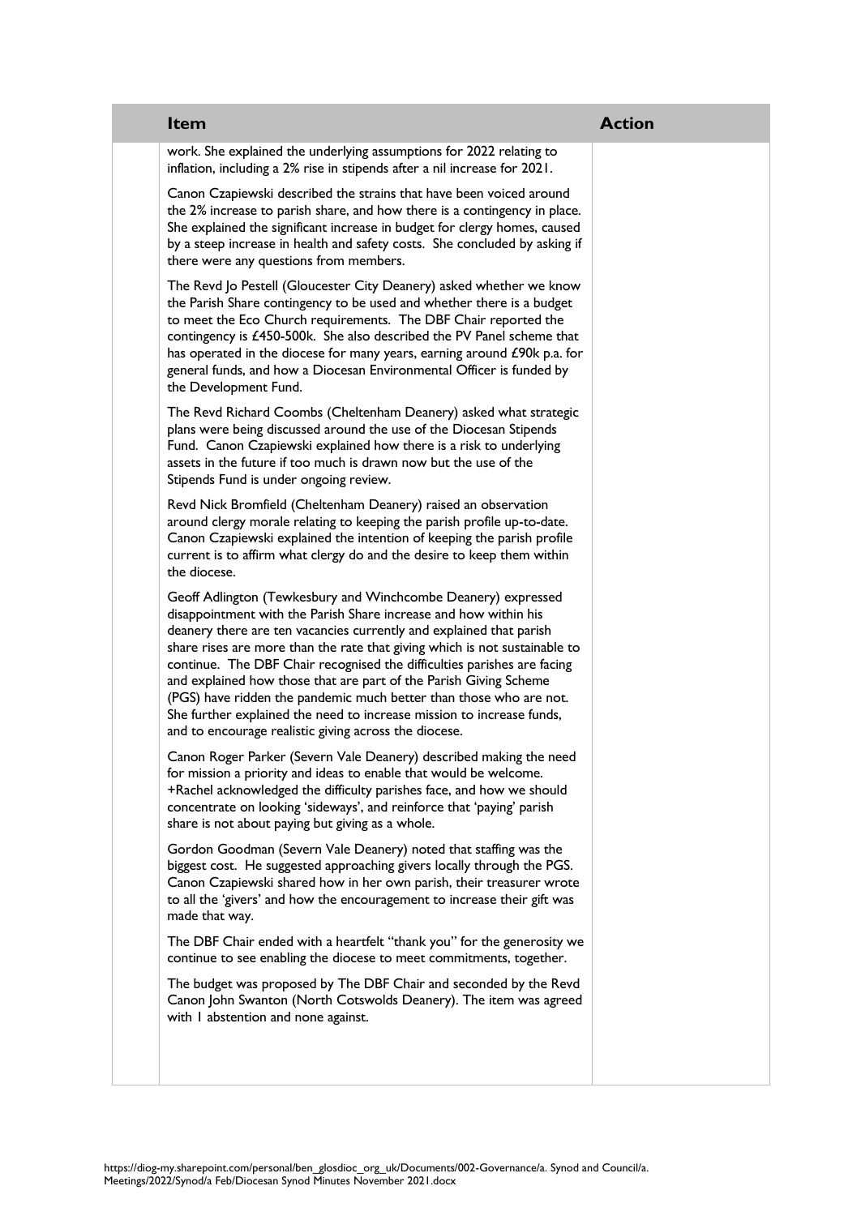| | Item | Action |
|---|---|---|
| | work. She explained the underlying assumptions for 2022 relating to inflation, including a 2% rise in stipends after a nil increase for 2021.<br><br>Canon Czapiewski described the strains that have been voiced around the 2% increase to parish share, and how there is a contingency in place. She explained the significant increase in budget for clergy homes, caused by a steep increase in health and safety costs. She concluded by asking if there were any questions from members.<br><br>The Revd Jo Pestell (Gloucester City Deanery) asked whether we know the Parish Share contingency to be used and whether there is a budget to meet the Eco Church requirements. The DBF Chair reported the contingency is £450-500k. She also described the PV Panel scheme that has operated in the diocese for many years, earning around £90k p.a. for general funds, and how a Diocesan Environmental Officer is funded by the Development Fund.<br><br>The Revd Richard Coombs (Cheltenham Deanery) asked what strategic plans were being discussed around the use of the Diocesan Stipends Fund. Canon Czapiewski explained how there is a risk to underlying assets in the future if too much is drawn now but the use of the Stipends Fund is under ongoing review.<br><br>Revd Nick Bromfield (Cheltenham Deanery) raised an observation around clergy morale relating to keeping the parish profile up-to-date. Canon Czapiewski explained the intention of keeping the parish profile current is to affirm what clergy do and the desire to keep them within the diocese.<br><br>Geoff Adlington (Tewkesbury and Winchcombe Deanery) expressed disappointment with the Parish Share increase and how within his deanery there are ten vacancies currently and explained that parish share rises are more than the rate that giving which is not sustainable to continue. The DBF Chair recognised the difficulties parishes are facing and explained how those that are part of the Parish Giving Scheme (PGS) have ridden the pandemic much better than those who are not. She further explained the need to increase mission to increase funds, and to encourage realistic giving across the diocese.<br><br>Canon Roger Parker (Severn Vale Deanery) described making the need for mission a priority and ideas to enable that would be welcome. +Rachel acknowledged the difficulty parishes face, and how we should concentrate on looking 'sideways', and reinforce that 'paying' parish share is not about paying but giving as a whole.<br><br>Gordon Goodman (Severn Vale Deanery) noted that staffing was the biggest cost. He suggested approaching givers locally through the PGS. Canon Czapiewski shared how in her own parish, their treasurer wrote to all the 'givers' and how the encouragement to increase their gift was made that way.<br><br>The DBF Chair ended with a heartfelt "thank you" for the generosity we continue to see enabling the diocese to meet commitments, together.<br><br>The budget was proposed by The DBF Chair and seconded by the Revd Canon John Swanton (North Cotswolds Deanery). The item was agreed with 1 abstention and none against. | |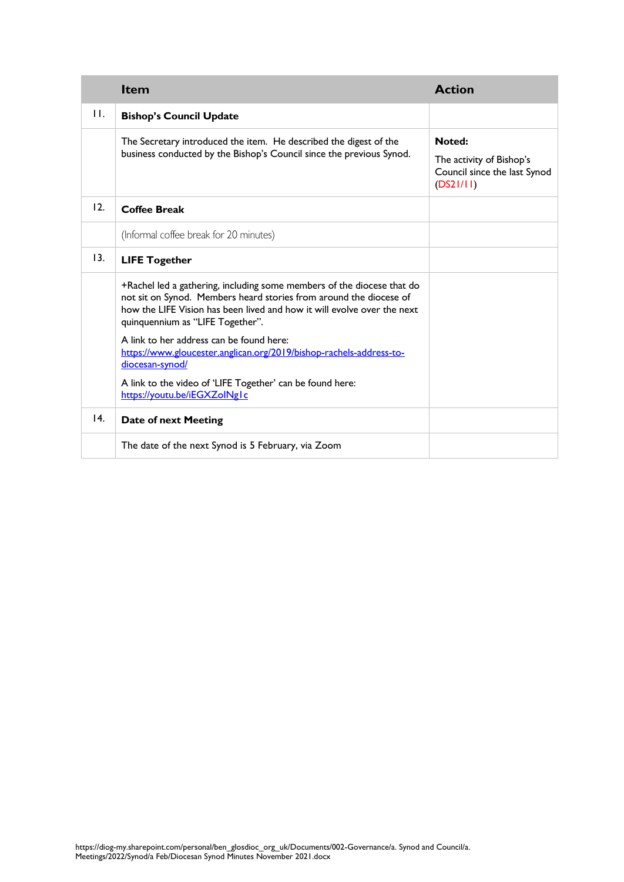| | Item | Action |
|---|---|---|
| 11. | **Bishop's Council Update** | |
| | The Secretary introduced the item. He described the digest of the business conducted by the Bishop's Council since the previous Synod. | **Noted:**<br>The activity of Bishop's Council since the last Synod (DS21/11) |
| 12. | **Coffee Break** | |
| | (Informal coffee break for 20 minutes) | |
| 13. | **LIFE Together** | |
| | +Rachel led a gathering, including some members of the diocese that do not sit on Synod. Members heard stories from around the diocese of how the LIFE Vision has been lived and how it will evolve over the next quinquennium as "LIFE Together".<br>A link to her address can be found here: https://www.gloucester.anglican.org/2019/bishop-rachels-address-to-diocesan-synod/<br>A link to the video of 'LIFE Together' can be found here: https://youtu.be/iEGXZoINg1c | |
| 14. | **Date of next Meeting** | |
| | The date of the next Synod is 5 February, via Zoom | |